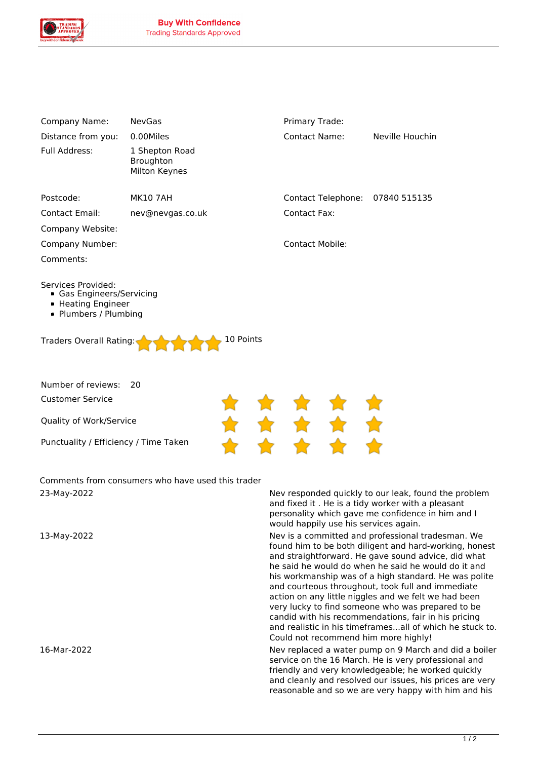**Buy With Confidence**
Trading Standards Approved

| | | | |
|---|---|---|---|
| Company Name: | NevGas | Primary Trade: | |
| Distance from you: | 0.00Miles | Contact Name: | Neville Houchin |
| Full Address: | 1 Shepton Road<br>Broughton<br>Milton Keynes | | |
| Postcode: | MK10 7AH | Contact Telephone: | 07840 515135 |
| Contact Email: | nev@nevgas.co.uk | Contact Fax: | |
| Company Website: | | | |
| Company Number: | | Contact Mobile: | |
| Comments: | | | |

Services Provided:

- Gas Engineers/Servicing
- Heating Engineer
- Plumbers / Plumbing

Traders Overall Rating: ★★★★★ 10 Points

Number of reviews: 20

| | |
|---|---|
| Customer Service | ★★★★★ |
| Quality of Work/Service | ★★★★★ |
| Punctuality / Efficiency / Time Taken | ★★★★★ |

Comments from consumers who have used this trader

| | |
|---|---|
| 23-May-2022 | Nev responded quickly to our leak, found the problem and fixed it . He is a tidy worker with a pleasant personality which gave me confidence in him and I would happily use his services again. |
| 13-May-2022 | Nev is a committed and professional tradesman. We found him to be both diligent and hard-working, honest and straightforward. He gave sound advice, did what he said he would do when he said he would do it and his workmanship was of a high standard. He was polite and courteous throughout, took full and immediate action on any little niggles and we felt we had been very lucky to find someone who was prepared to be candid with his recommendations, fair in his pricing and realistic in his timeframes...all of which he stuck to. Could not recommend him more highly! |
| 16-Mar-2022 | Nev replaced a water pump on 9 March and did a boiler service on the 16 March. He is very professional and friendly and very knowledgeable; he worked quickly and cleanly and resolved our issues, his prices are very reasonable and so we are very happy with him and his |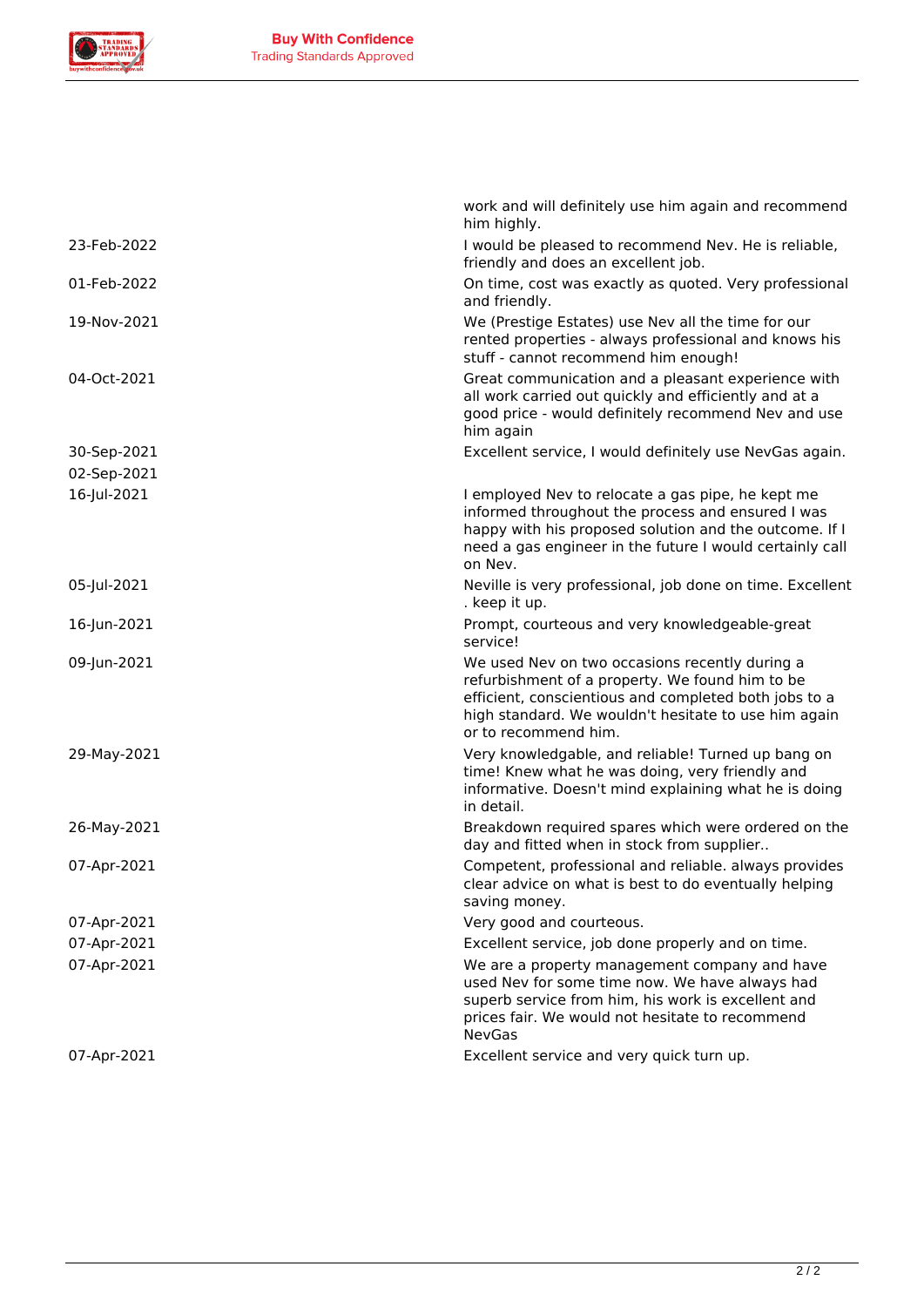| | |
|---|---|
| | work and will definitely use him again and recommend him highly. |
| 23-Feb-2022 | I would be pleased to recommend Nev. He is reliable, friendly and does an excellent job. |
| 01-Feb-2022 | On time, cost was exactly as quoted. Very professional and friendly. |
| 19-Nov-2021 | We (Prestige Estates) use Nev all the time for our rented properties - always professional and knows his stuff - cannot recommend him enough! |
| 04-Oct-2021 | Great communication and a pleasant experience with all work carried out quickly and efficiently and at a good price - would definitely recommend Nev and use him again |
| 30-Sep-2021 | Excellent service, I would definitely use NevGas again. |
| 02-Sep-2021 | |
| 16-Jul-2021 | I employed Nev to relocate a gas pipe, he kept me informed throughout the process and ensured I was happy with his proposed solution and the outcome. If I need a gas engineer in the future I would certainly call on Nev. |
| 05-Jul-2021 | Neville is very professional, job done on time. Excellent . keep it up. |
| 16-Jun-2021 | Prompt, courteous and very knowledgeable-great service! |
| 09-Jun-2021 | We used Nev on two occasions recently during a refurbishment of a property. We found him to be efficient, conscientious and completed both jobs to a high standard. We wouldn't hesitate to use him again or to recommend him. |
| 29-May-2021 | Very knowledgable, and reliable! Turned up bang on time! Knew what he was doing, very friendly and informative. Doesn't mind explaining what he is doing in detail. |
| 26-May-2021 | Breakdown required spares which were ordered on the day and fitted when in stock from supplier.. |
| 07-Apr-2021 | Competent, professional and reliable. always provides clear advice on what is best to do eventually helping saving money. |
| 07-Apr-2021 | Very good and courteous. |
| 07-Apr-2021 | Excellent service, job done properly and on time. |
| 07-Apr-2021 | We are a property management company and have used Nev for some time now. We have always had superb service from him, his work is excellent and prices fair. We would not hesitate to recommend NevGas |
| 07-Apr-2021 | Excellent service and very quick turn up. |